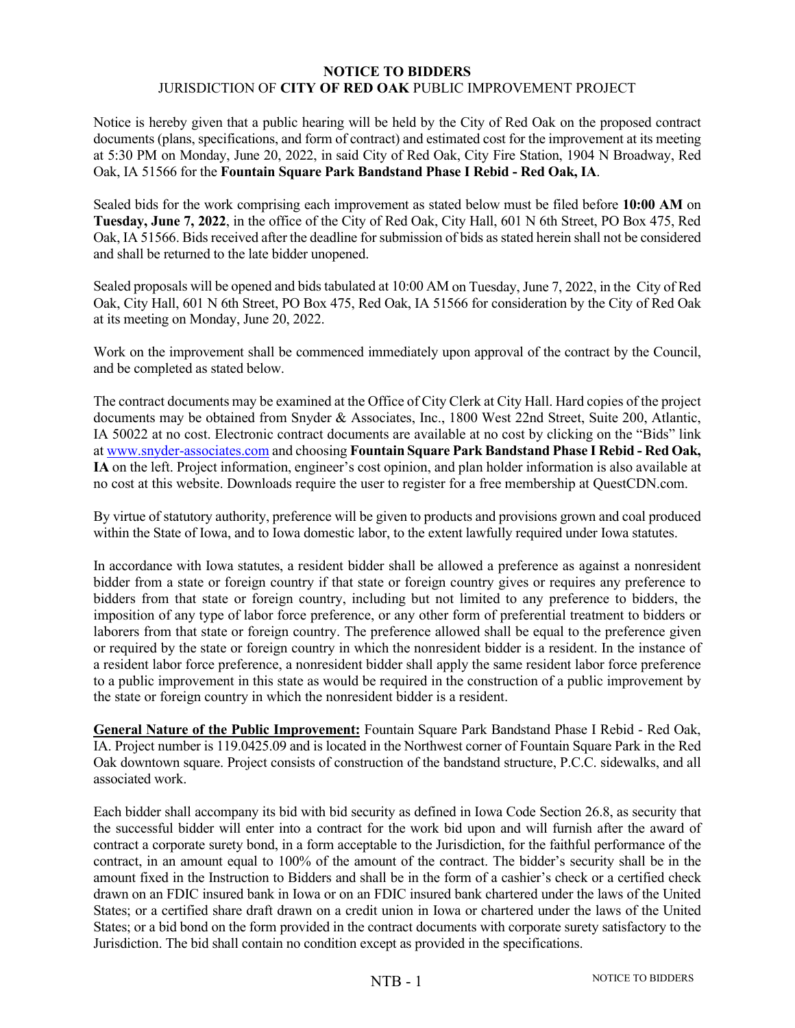# NOTICE TO BIDDERS

JURISDICTION OF **CITY OF RED OAK** PUBLIC IMPROVEMENT PROJECT

Notice is hereby given that a public hearing will be held by the City of Red Oak on the proposed contract documents (plans, specifications, and form of contract) and estimated cost for the improvement at its meeting at 5:30 PM on Monday, June 20, 2022, in said City of Red Oak, City Fire Station, 1904 N Broadway, Red Oak, IA 51566 for the **Fountain Square Park Bandstand Phase I Rebid - Red Oak, IA**.

Sealed bids for the work comprising each improvement as stated below must be filed before **10:00 AM** on **Tuesday, June 7, 2022**, in the office of the City of Red Oak, City Hall, 601 N 6th Street, PO Box 475, Red Oak, IA 51566. Bids received after the deadline for submission of bids as stated herein shall not be considered and shall be returned to the late bidder unopened.

Sealed proposals will be opened and bids tabulated at 10:00 AM on Tuesday, June 7, 2022, in the City of Red Oak, City Hall, 601 N 6th Street, PO Box 475, Red Oak, IA 51566 for consideration by the City of Red Oak at its meeting on Monday, June 20, 2022.

Work on the improvement shall be commenced immediately upon approval of the contract by the Council, and be completed as stated below.

The contract documents may be examined at the Office of City Clerk at City Hall. Hard copies of the project documents may be obtained from Snyder & Associates, Inc., 1800 West 22nd Street, Suite 200, Atlantic, IA 50022 at no cost. Electronic contract documents are available at no cost by clicking on the "Bids" link at [www.snyder-associates.com](http://www.snyder-associates.com) and choosing **Fountain Square Park Bandstand Phase I Rebid - Red Oak, IA** on the left. Project information, engineer's cost opinion, and plan holder information is also available at no cost at this website. Downloads require the user to register for a free membership at QuestCDN.com.

By virtue of statutory authority, preference will be given to products and provisions grown and coal produced within the State of Iowa, and to Iowa domestic labor, to the extent lawfully required under Iowa statutes.

In accordance with Iowa statutes, a resident bidder shall be allowed a preference as against a nonresident bidder from a state or foreign country if that state or foreign country gives or requires any preference to bidders from that state or foreign country, including but not limited to any preference to bidders, the imposition of any type of labor force preference, or any other form of preferential treatment to bidders or laborers from that state or foreign country. The preference allowed shall be equal to the preference given or required by the state or foreign country in which the nonresident bidder is a resident. In the instance of a resident labor force preference, a nonresident bidder shall apply the same resident labor force preference to a public improvement in this state as would be required in the construction of a public improvement by the state or foreign country in which the nonresident bidder is a resident.

**General Nature of the Public Improvement:** Fountain Square Park Bandstand Phase I Rebid - Red Oak, IA. Project number is 119.0425.09 and is located in the Northwest corner of Fountain Square Park in the Red Oak downtown square. Project consists of construction of the bandstand structure, P.C.C. sidewalks, and all associated work.

Each bidder shall accompany its bid with bid security as defined in Iowa Code Section 26.8, as security that the successful bidder will enter into a contract for the work bid upon and will furnish after the award of contract a corporate surety bond, in a form acceptable to the Jurisdiction, for the faithful performance of the contract, in an amount equal to 100% of the amount of the contract. The bidder's security shall be in the amount fixed in the Instruction to Bidders and shall be in the form of a cashier's check or a certified check drawn on an FDIC insured bank in Iowa or on an FDIC insured bank chartered under the laws of the United States; or a certified share draft drawn on a credit union in Iowa or chartered under the laws of the United States; or a bid bond on the form provided in the contract documents with corporate surety satisfactory to the Jurisdiction. The bid shall contain no condition except as provided in the specifications.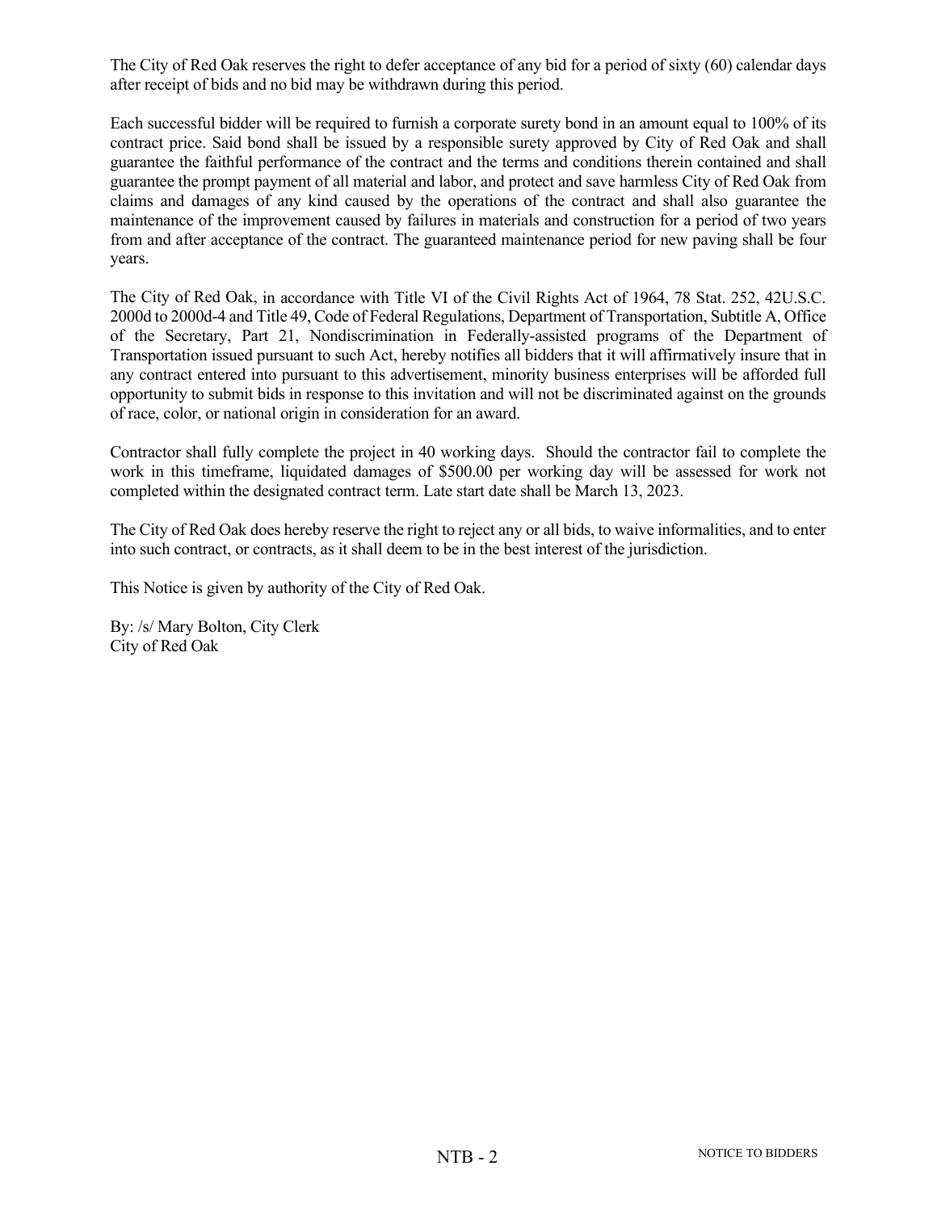The City of Red Oak reserves the right to defer acceptance of any bid for a period of sixty (60) calendar days after receipt of bids and no bid may be withdrawn during this period.

Each successful bidder will be required to furnish a corporate surety bond in an amount equal to 100% of its contract price. Said bond shall be issued by a responsible surety approved by City of Red Oak and shall guarantee the faithful performance of the contract and the terms and conditions therein contained and shall guarantee the prompt payment of all material and labor, and protect and save harmless City of Red Oak from claims and damages of any kind caused by the operations of the contract and shall also guarantee the maintenance of the improvement caused by failures in materials and construction for a period of two years from and after acceptance of the contract. The guaranteed maintenance period for new paving shall be four years.

The City of Red Oak, in accordance with Title VI of the Civil Rights Act of 1964, 78 Stat. 252, 42U.S.C. 2000d to 2000d-4 and Title 49, Code of Federal Regulations, Department of Transportation, Subtitle A, Office of the Secretary, Part 21, Nondiscrimination in Federally-assisted programs of the Department of Transportation issued pursuant to such Act, hereby notifies all bidders that it will affirmatively insure that in any contract entered into pursuant to this advertisement, minority business enterprises will be afforded full opportunity to submit bids in response to this invitation and will not be discriminated against on the grounds of race, color, or national origin in consideration for an award.

Contractor shall fully complete the project in 40 working days. Should the contractor fail to complete the work in this timeframe, liquidated damages of $500.00 per working day will be assessed for work not completed within the designated contract term. Late start date shall be March 13, 2023.

The City of Red Oak does hereby reserve the right to reject any or all bids, to waive informalities, and to enter into such contract, or contracts, as it shall deem to be in the best interest of the jurisdiction.

This Notice is given by authority of the City of Red Oak.

By: /s/ Mary Bolton, City Clerk
City of Red Oak